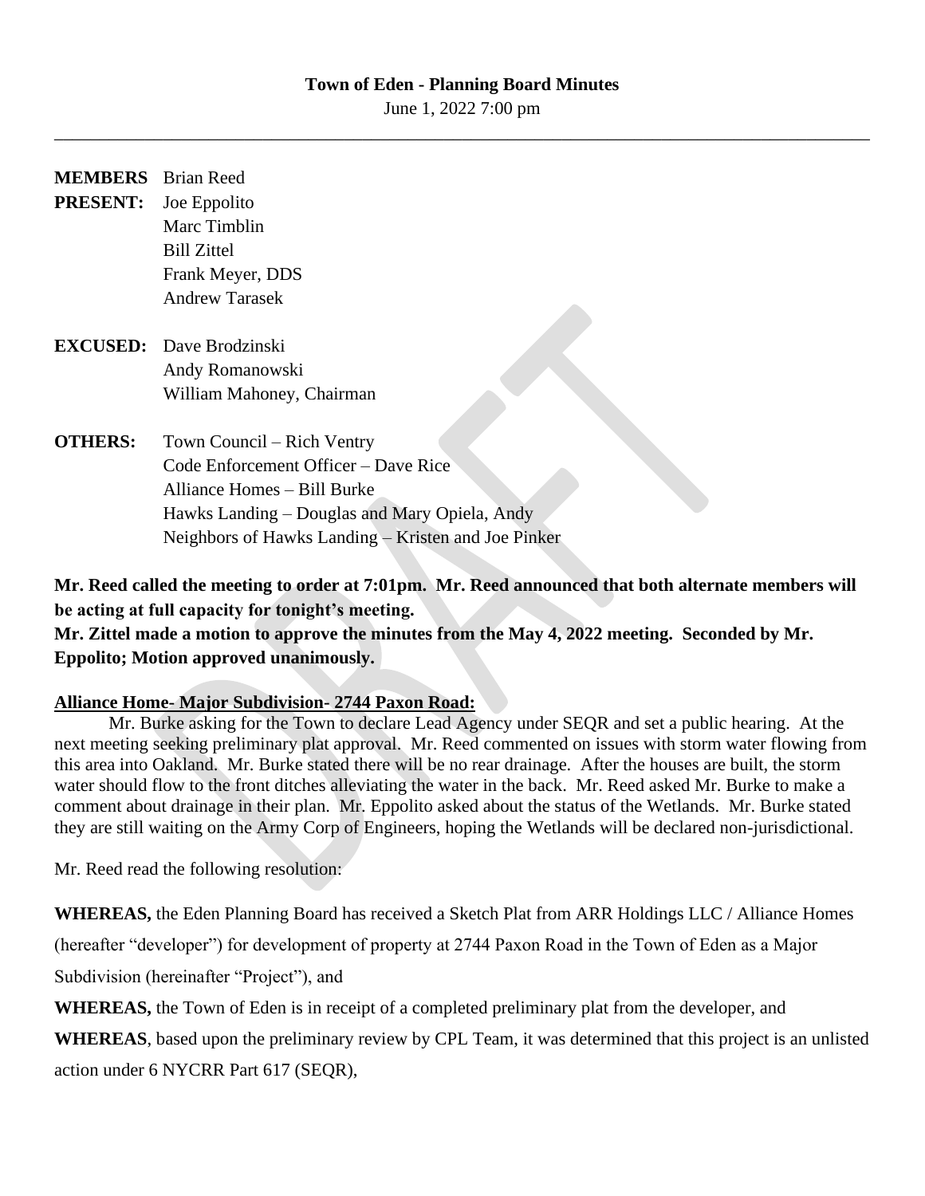# Town of Eden - Planning Board Minutes

June 1, 2022 7:00 pm

---

**MEMBERS PRESENT:** Brian Reed
Joe Eppolito
Marc Timblin
Bill Zittel
Frank Meyer, DDS
Andrew Tarasek

**EXCUSED:** Dave Brodzinski
Andy Romanowski
William Mahoney, Chairman

**OTHERS:** Town Council – Rich Ventry
Code Enforcement Officer – Dave Rice
Alliance Homes – Bill Burke
Hawks Landing – Douglas and Mary Opiela, Andy
Neighbors of Hawks Landing – Kristen and Joe Pinker

**Mr. Reed called the meeting to order at 7:01pm. Mr. Reed announced that both alternate members will be acting at full capacity for tonight's meeting.**

**Mr. Zittel made a motion to approve the minutes from the May 4, 2022 meeting. Seconded by Mr. Eppolito; Motion approved unanimously.**

**Alliance Home- Major Subdivision- 2744 Paxon Road:**

Mr. Burke asking for the Town to declare Lead Agency under SEQR and set a public hearing. At the next meeting seeking preliminary plat approval. Mr. Reed commented on issues with storm water flowing from this area into Oakland. Mr. Burke stated there will be no rear drainage. After the houses are built, the storm water should flow to the front ditches alleviating the water in the back. Mr. Reed asked Mr. Burke to make a comment about drainage in their plan. Mr. Eppolito asked about the status of the Wetlands. Mr. Burke stated they are still waiting on the Army Corp of Engineers, hoping the Wetlands will be declared non-jurisdictional.

Mr. Reed read the following resolution:

**WHEREAS,** the Eden Planning Board has received a Sketch Plat from ARR Holdings LLC / Alliance Homes (hereafter "developer") for development of property at 2744 Paxon Road in the Town of Eden as a Major Subdivision (hereinafter "Project"), and

**WHEREAS,** the Town of Eden is in receipt of a completed preliminary plat from the developer, and

**WHEREAS**, based upon the preliminary review by CPL Team, it was determined that this project is an unlisted action under 6 NYCRR Part 617 (SEQR),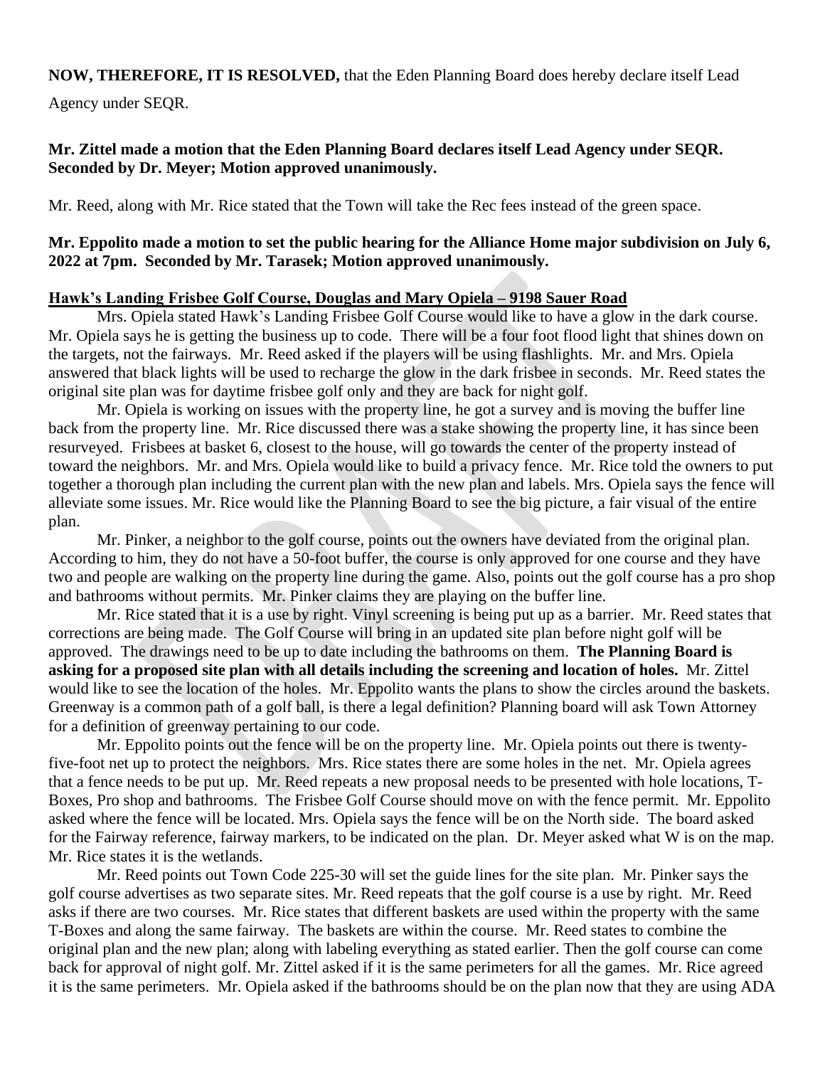**NOW, THEREFORE, IT IS RESOLVED,** that the Eden Planning Board does hereby declare itself Lead Agency under SEQR.

**Mr. Zittel made a motion that the Eden Planning Board declares itself Lead Agency under SEQR. Seconded by Dr. Meyer; Motion approved unanimously.**

Mr. Reed, along with Mr. Rice stated that the Town will take the Rec fees instead of the green space.

**Mr. Eppolito made a motion to set the public hearing for the Alliance Home major subdivision on July 6, 2022 at 7pm. Seconded by Mr. Tarasek; Motion approved unanimously.**

**Hawk's Landing Frisbee Golf Course, Douglas and Mary Opiela – 9198 Sauer Road**

Mrs. Opiela stated Hawk's Landing Frisbee Golf Course would like to have a glow in the dark course. Mr. Opiela says he is getting the business up to code. There will be a four foot flood light that shines down on the targets, not the fairways. Mr. Reed asked if the players will be using flashlights. Mr. and Mrs. Opiela answered that black lights will be used to recharge the glow in the dark frisbee in seconds. Mr. Reed states the original site plan was for daytime frisbee golf only and they are back for night golf.

Mr. Opiela is working on issues with the property line, he got a survey and is moving the buffer line back from the property line. Mr. Rice discussed there was a stake showing the property line, it has since been resurveyed. Frisbees at basket 6, closest to the house, will go towards the center of the property instead of toward the neighbors. Mr. and Mrs. Opiela would like to build a privacy fence. Mr. Rice told the owners to put together a thorough plan including the current plan with the new plan and labels. Mrs. Opiela says the fence will alleviate some issues. Mr. Rice would like the Planning Board to see the big picture, a fair visual of the entire plan.

Mr. Pinker, a neighbor to the golf course, points out the owners have deviated from the original plan. According to him, they do not have a 50-foot buffer, the course is only approved for one course and they have two and people are walking on the property line during the game. Also, points out the golf course has a pro shop and bathrooms without permits. Mr. Pinker claims they are playing on the buffer line.

Mr. Rice stated that it is a use by right. Vinyl screening is being put up as a barrier. Mr. Reed states that corrections are being made. The Golf Course will bring in an updated site plan before night golf will be approved. The drawings need to be up to date including the bathrooms on them. **The Planning Board is asking for a proposed site plan with all details including the screening and location of holes.** Mr. Zittel would like to see the location of the holes. Mr. Eppolito wants the plans to show the circles around the baskets. Greenway is a common path of a golf ball, is there a legal definition? Planning board will ask Town Attorney for a definition of greenway pertaining to our code.

Mr. Eppolito points out the fence will be on the property line. Mr. Opiela points out there is twenty-five-foot net up to protect the neighbors. Mrs. Rice states there are some holes in the net. Mr. Opiela agrees that a fence needs to be put up. Mr. Reed repeats a new proposal needs to be presented with hole locations, T-Boxes, Pro shop and bathrooms. The Frisbee Golf Course should move on with the fence permit. Mr. Eppolito asked where the fence will be located. Mrs. Opiela says the fence will be on the North side. The board asked for the Fairway reference, fairway markers, to be indicated on the plan. Dr. Meyer asked what W is on the map. Mr. Rice states it is the wetlands.

Mr. Reed points out Town Code 225-30 will set the guide lines for the site plan. Mr. Pinker says the golf course advertises as two separate sites. Mr. Reed repeats that the golf course is a use by right. Mr. Reed asks if there are two courses. Mr. Rice states that different baskets are used within the property with the same T-Boxes and along the same fairway. The baskets are within the course. Mr. Reed states to combine the original plan and the new plan; along with labeling everything as stated earlier. Then the golf course can come back for approval of night golf. Mr. Zittel asked if it is the same perimeters for all the games. Mr. Rice agreed it is the same perimeters. Mr. Opiela asked if the bathrooms should be on the plan now that they are using ADA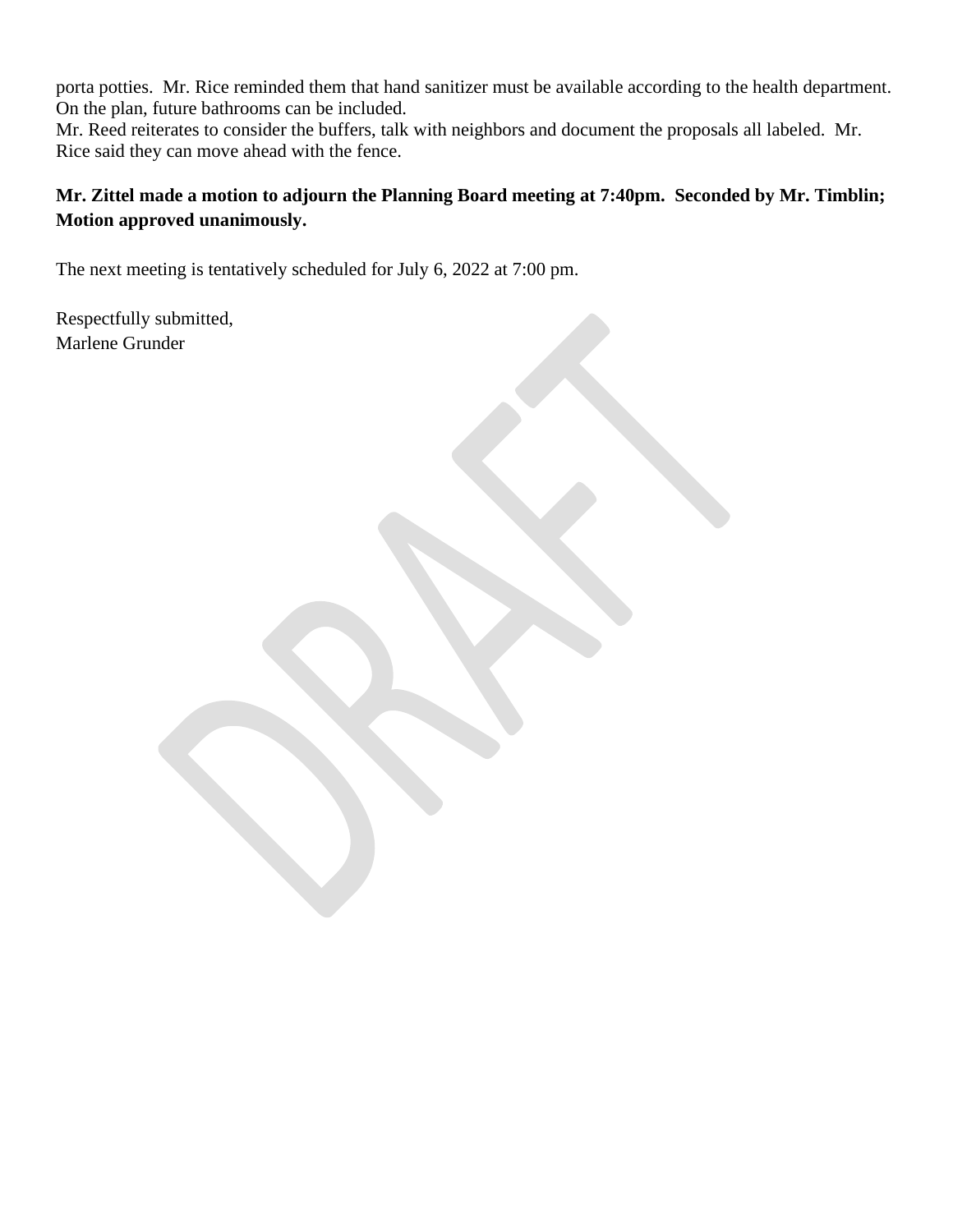porta potties. Mr. Rice reminded them that hand sanitizer must be available according to the health department. On the plan, future bathrooms can be included.
Mr. Reed reiterates to consider the buffers, talk with neighbors and document the proposals all labeled. Mr. Rice said they can move ahead with the fence.

**Mr. Zittel made a motion to adjourn the Planning Board meeting at 7:40pm. Seconded by Mr. Timblin; Motion approved unanimously.**

The next meeting is tentatively scheduled for July 6, 2022 at 7:00 pm.

Respectfully submitted,
Marlene Grunder